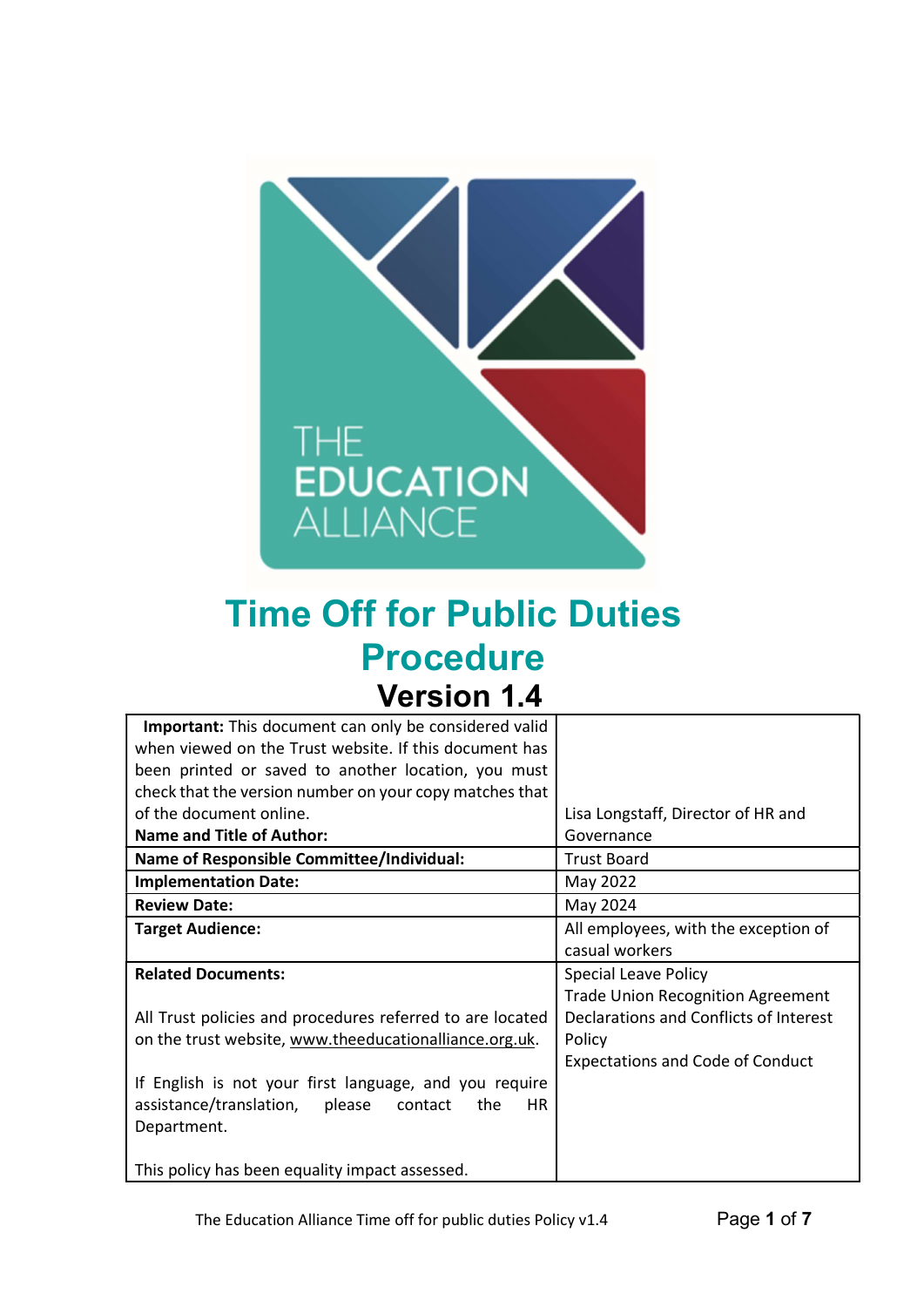THE EDUCATION ALLIANCE

# Time Off for Public Duties Procedure

## Version 1.4

| **Important:** This document can only be considered valid when viewed on the Trust website. If this document has been printed or saved to another location, you must check that the version number on your copy matches that of the document online. **Name and Title of Author:** | Lisa Longstaff, Director of HR and Governance |
|---|---|
| **Name of Responsible Committee/Individual:** | Trust Board |
| **Implementation Date:** | May 2022 |
| **Review Date:** | May 2024 |
| **Target Audience:** | All employees, with the exception of casual workers |
| **Related Documents:**<br><br>All Trust policies and procedures referred to are located on the trust website, www.theeducationalliance.org.uk.<br><br>If English is not your first language, and you require assistance/translation, please contact the HR Department.<br><br>This policy has been equality impact assessed. | Special Leave Policy<br>Trade Union Recognition Agreement<br>Declarations and Conflicts of Interest Policy<br>Expectations and Code of Conduct |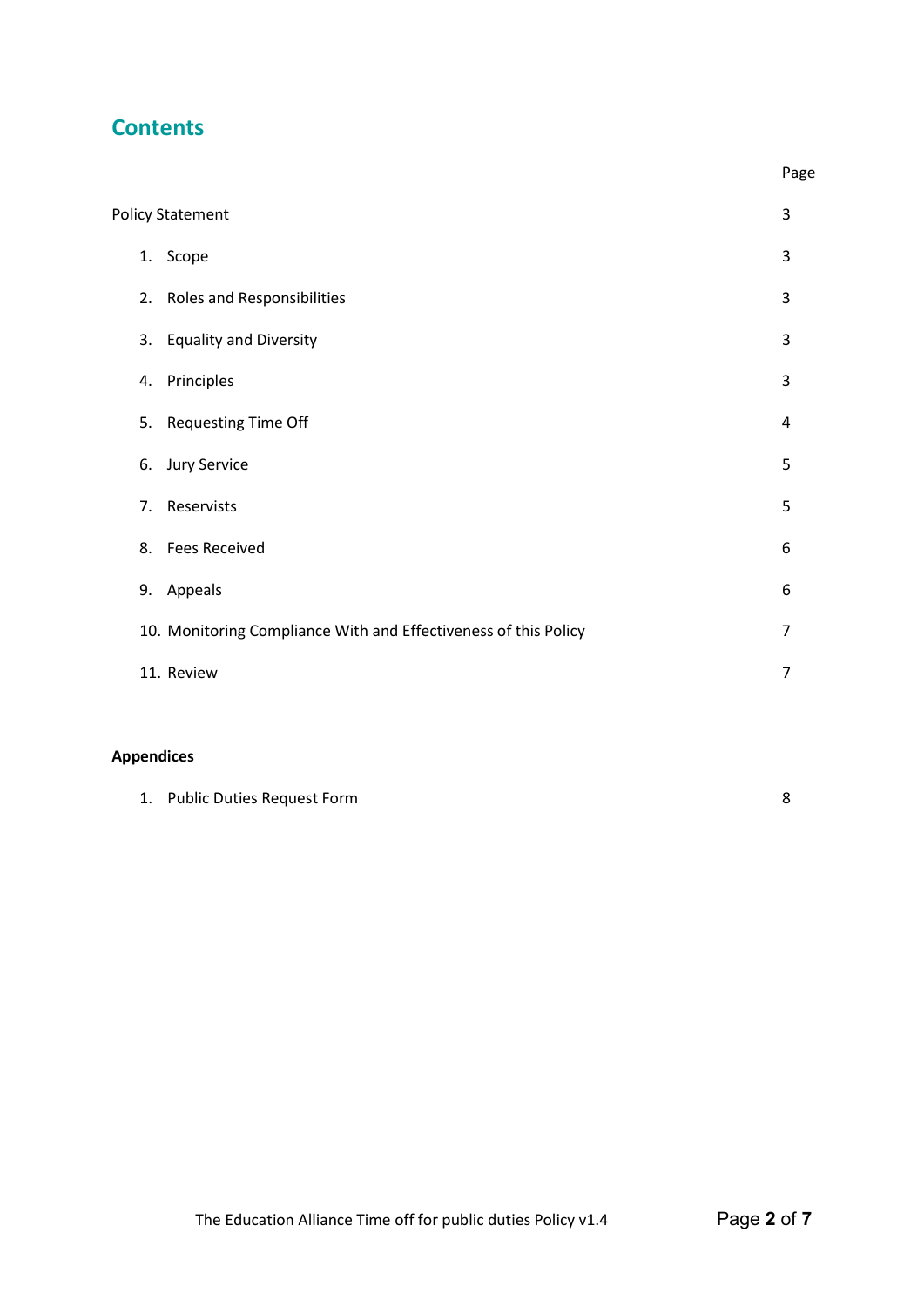## Contents

| | Page |
|---|---|
| Policy Statement | 3 |
| 1. Scope | 3 |
| 2. Roles and Responsibilities | 3 |
| 3. Equality and Diversity | 3 |
| 4. Principles | 3 |
| 5. Requesting Time Off | 4 |
| 6. Jury Service | 5 |
| 7. Reservists | 5 |
| 8. Fees Received | 6 |
| 9. Appeals | 6 |
| 10. Monitoring Compliance With and Effectiveness of this Policy | 7 |
| 11. Review | 7 |

**Appendices**

| | |
|---|---|
| 1. Public Duties Request Form | 8 |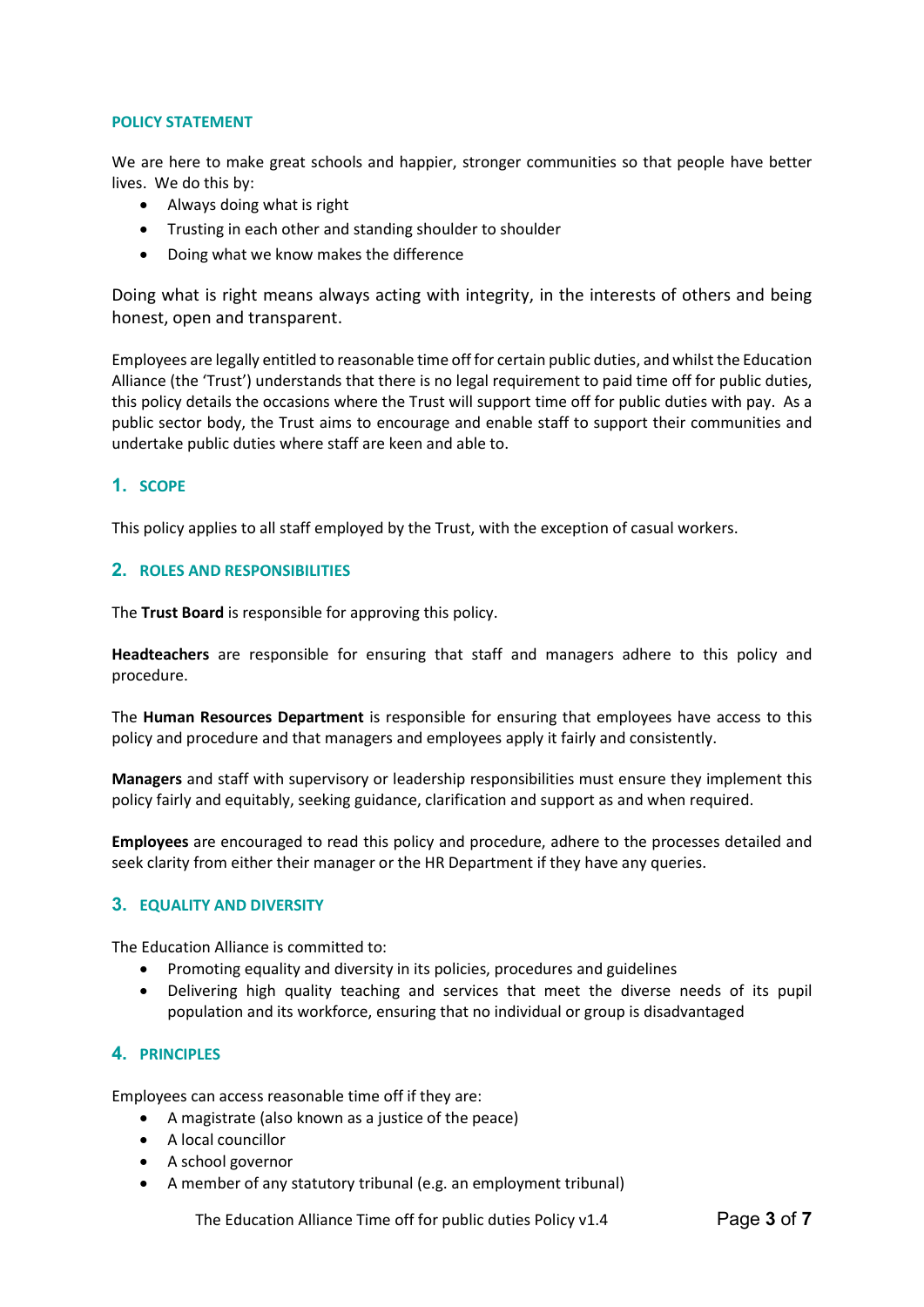## POLICY STATEMENT

We are here to make great schools and happier, stronger communities so that people have better lives. We do this by:

- Always doing what is right
- Trusting in each other and standing shoulder to shoulder
- Doing what we know makes the difference

Doing what is right means always acting with integrity, in the interests of others and being honest, open and transparent.

Employees are legally entitled to reasonable time off for certain public duties, and whilst the Education Alliance (the 'Trust') understands that there is no legal requirement to paid time off for public duties, this policy details the occasions where the Trust will support time off for public duties with pay. As a public sector body, the Trust aims to encourage and enable staff to support their communities and undertake public duties where staff are keen and able to.

## 1. SCOPE

This policy applies to all staff employed by the Trust, with the exception of casual workers.

## 2. ROLES AND RESPONSIBILITIES

The **Trust Board** is responsible for approving this policy.

**Headteachers** are responsible for ensuring that staff and managers adhere to this policy and procedure.

The **Human Resources Department** is responsible for ensuring that employees have access to this policy and procedure and that managers and employees apply it fairly and consistently.

**Managers** and staff with supervisory or leadership responsibilities must ensure they implement this policy fairly and equitably, seeking guidance, clarification and support as and when required.

**Employees** are encouraged to read this policy and procedure, adhere to the processes detailed and seek clarity from either their manager or the HR Department if they have any queries.

## 3. EQUALITY AND DIVERSITY

The Education Alliance is committed to:

- Promoting equality and diversity in its policies, procedures and guidelines
- Delivering high quality teaching and services that meet the diverse needs of its pupil population and its workforce, ensuring that no individual or group is disadvantaged

## 4. PRINCIPLES

Employees can access reasonable time off if they are:

- A magistrate (also known as a justice of the peace)
- A local councillor
- A school governor
- A member of any statutory tribunal (e.g. an employment tribunal)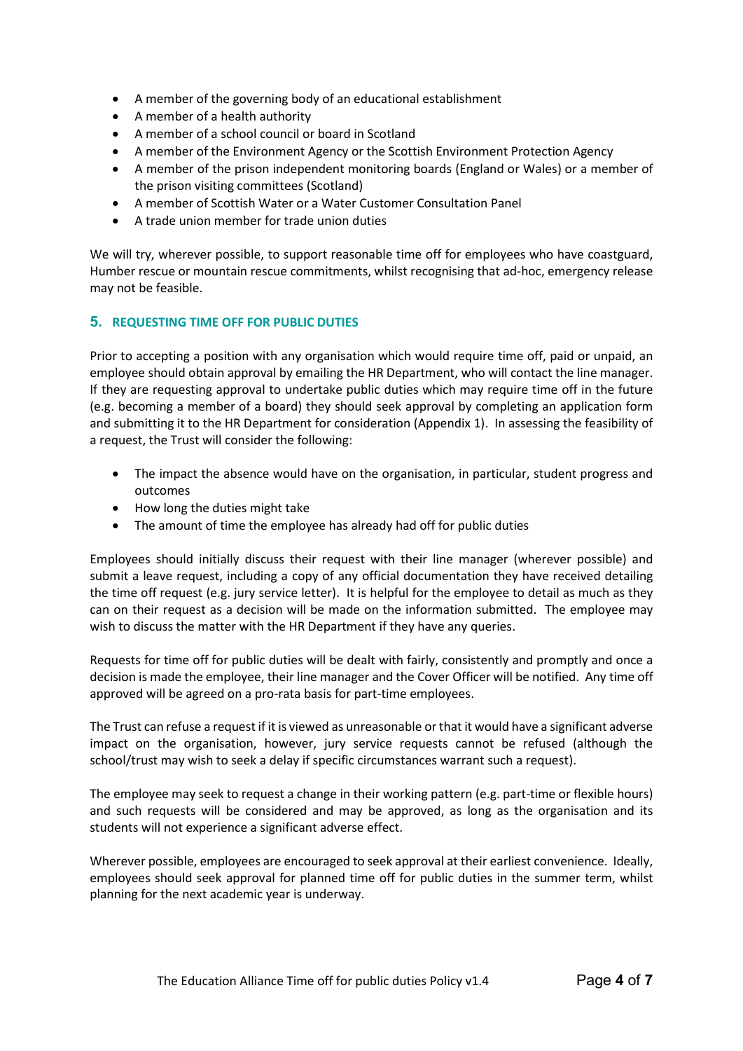- A member of the governing body of an educational establishment
- A member of a health authority
- A member of a school council or board in Scotland
- A member of the Environment Agency or the Scottish Environment Protection Agency
- A member of the prison independent monitoring boards (England or Wales) or a member of the prison visiting committees (Scotland)
- A member of Scottish Water or a Water Customer Consultation Panel
- A trade union member for trade union duties

We will try, wherever possible, to support reasonable time off for employees who have coastguard, Humber rescue or mountain rescue commitments, whilst recognising that ad-hoc, emergency release may not be feasible.

## 5. REQUESTING TIME OFF FOR PUBLIC DUTIES

Prior to accepting a position with any organisation which would require time off, paid or unpaid, an employee should obtain approval by emailing the HR Department, who will contact the line manager. If they are requesting approval to undertake public duties which may require time off in the future (e.g. becoming a member of a board) they should seek approval by completing an application form and submitting it to the HR Department for consideration (Appendix 1). In assessing the feasibility of a request, the Trust will consider the following:

- The impact the absence would have on the organisation, in particular, student progress and outcomes
- How long the duties might take
- The amount of time the employee has already had off for public duties

Employees should initially discuss their request with their line manager (wherever possible) and submit a leave request, including a copy of any official documentation they have received detailing the time off request (e.g. jury service letter). It is helpful for the employee to detail as much as they can on their request as a decision will be made on the information submitted. The employee may wish to discuss the matter with the HR Department if they have any queries.

Requests for time off for public duties will be dealt with fairly, consistently and promptly and once a decision is made the employee, their line manager and the Cover Officer will be notified. Any time off approved will be agreed on a pro-rata basis for part-time employees.

The Trust can refuse a request if it is viewed as unreasonable or that it would have a significant adverse impact on the organisation, however, jury service requests cannot be refused (although the school/trust may wish to seek a delay if specific circumstances warrant such a request).

The employee may seek to request a change in their working pattern (e.g. part-time or flexible hours) and such requests will be considered and may be approved, as long as the organisation and its students will not experience a significant adverse effect.

Wherever possible, employees are encouraged to seek approval at their earliest convenience. Ideally, employees should seek approval for planned time off for public duties in the summer term, whilst planning for the next academic year is underway.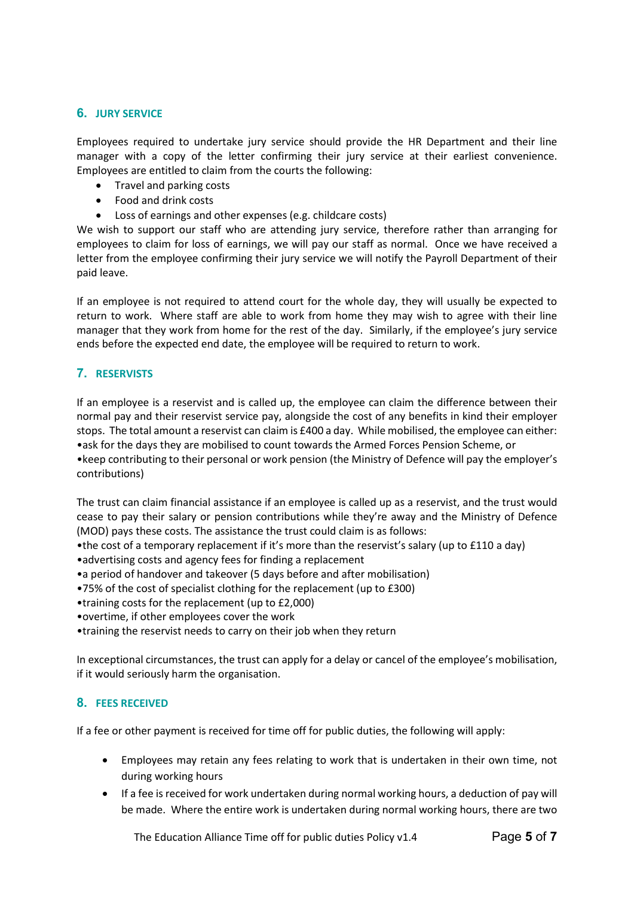## 6. JURY SERVICE

Employees required to undertake jury service should provide the HR Department and their line manager with a copy of the letter confirming their jury service at their earliest convenience. Employees are entitled to claim from the courts the following:

- Travel and parking costs
- Food and drink costs
- Loss of earnings and other expenses (e.g. childcare costs)

We wish to support our staff who are attending jury service, therefore rather than arranging for employees to claim for loss of earnings, we will pay our staff as normal. Once we have received a letter from the employee confirming their jury service we will notify the Payroll Department of their paid leave.

If an employee is not required to attend court for the whole day, they will usually be expected to return to work. Where staff are able to work from home they may wish to agree with their line manager that they work from home for the rest of the day. Similarly, if the employee's jury service ends before the expected end date, the employee will be required to return to work.

## 7. RESERVISTS

If an employee is a reservist and is called up, the employee can claim the difference between their normal pay and their reservist service pay, alongside the cost of any benefits in kind their employer stops. The total amount a reservist can claim is £400 a day. While mobilised, the employee can either:

- ask for the days they are mobilised to count towards the Armed Forces Pension Scheme, or
- keep contributing to their personal or work pension (the Ministry of Defence will pay the employer's contributions)

The trust can claim financial assistance if an employee is called up as a reservist, and the trust would cease to pay their salary or pension contributions while they're away and the Ministry of Defence (MOD) pays these costs. The assistance the trust could claim is as follows:

- the cost of a temporary replacement if it's more than the reservist's salary (up to £110 a day)
- advertising costs and agency fees for finding a replacement
- a period of handover and takeover (5 days before and after mobilisation)
- 75% of the cost of specialist clothing for the replacement (up to £300)
- training costs for the replacement (up to £2,000)
- overtime, if other employees cover the work
- training the reservist needs to carry on their job when they return

In exceptional circumstances, the trust can apply for a delay or cancel of the employee's mobilisation, if it would seriously harm the organisation.

## 8. FEES RECEIVED

If a fee or other payment is received for time off for public duties, the following will apply:

- Employees may retain any fees relating to work that is undertaken in their own time, not during working hours
- If a fee is received for work undertaken during normal working hours, a deduction of pay will be made. Where the entire work is undertaken during normal working hours, there are two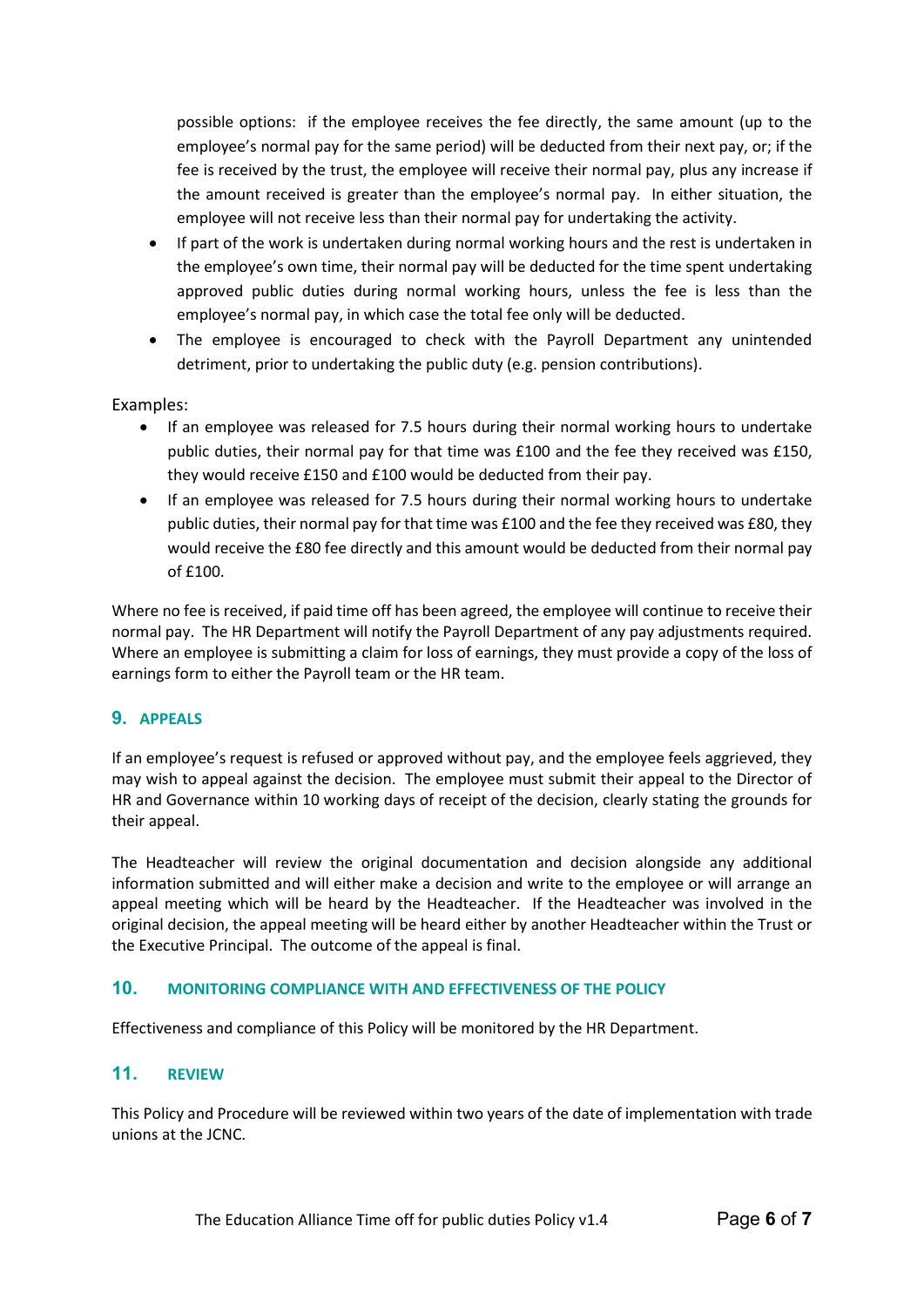possible options: if the employee receives the fee directly, the same amount (up to the employee's normal pay for the same period) will be deducted from their next pay, or; if the fee is received by the trust, the employee will receive their normal pay, plus any increase if the amount received is greater than the employee's normal pay. In either situation, the employee will not receive less than their normal pay for undertaking the activity.

- If part of the work is undertaken during normal working hours and the rest is undertaken in the employee's own time, their normal pay will be deducted for the time spent undertaking approved public duties during normal working hours, unless the fee is less than the employee's normal pay, in which case the total fee only will be deducted.
- The employee is encouraged to check with the Payroll Department any unintended detriment, prior to undertaking the public duty (e.g. pension contributions).

Examples:

- If an employee was released for 7.5 hours during their normal working hours to undertake public duties, their normal pay for that time was £100 and the fee they received was £150, they would receive £150 and £100 would be deducted from their pay.
- If an employee was released for 7.5 hours during their normal working hours to undertake public duties, their normal pay for that time was £100 and the fee they received was £80, they would receive the £80 fee directly and this amount would be deducted from their normal pay of £100.

Where no fee is received, if paid time off has been agreed, the employee will continue to receive their normal pay. The HR Department will notify the Payroll Department of any pay adjustments required. Where an employee is submitting a claim for loss of earnings, they must provide a copy of the loss of earnings form to either the Payroll team or the HR team.

## 9. APPEALS

If an employee's request is refused or approved without pay, and the employee feels aggrieved, they may wish to appeal against the decision. The employee must submit their appeal to the Director of HR and Governance within 10 working days of receipt of the decision, clearly stating the grounds for their appeal.

The Headteacher will review the original documentation and decision alongside any additional information submitted and will either make a decision and write to the employee or will arrange an appeal meeting which will be heard by the Headteacher. If the Headteacher was involved in the original decision, the appeal meeting will be heard either by another Headteacher within the Trust or the Executive Principal. The outcome of the appeal is final.

## 10. MONITORING COMPLIANCE WITH AND EFFECTIVENESS OF THE POLICY

Effectiveness and compliance of this Policy will be monitored by the HR Department.

## 11. REVIEW

This Policy and Procedure will be reviewed within two years of the date of implementation with trade unions at the JCNC.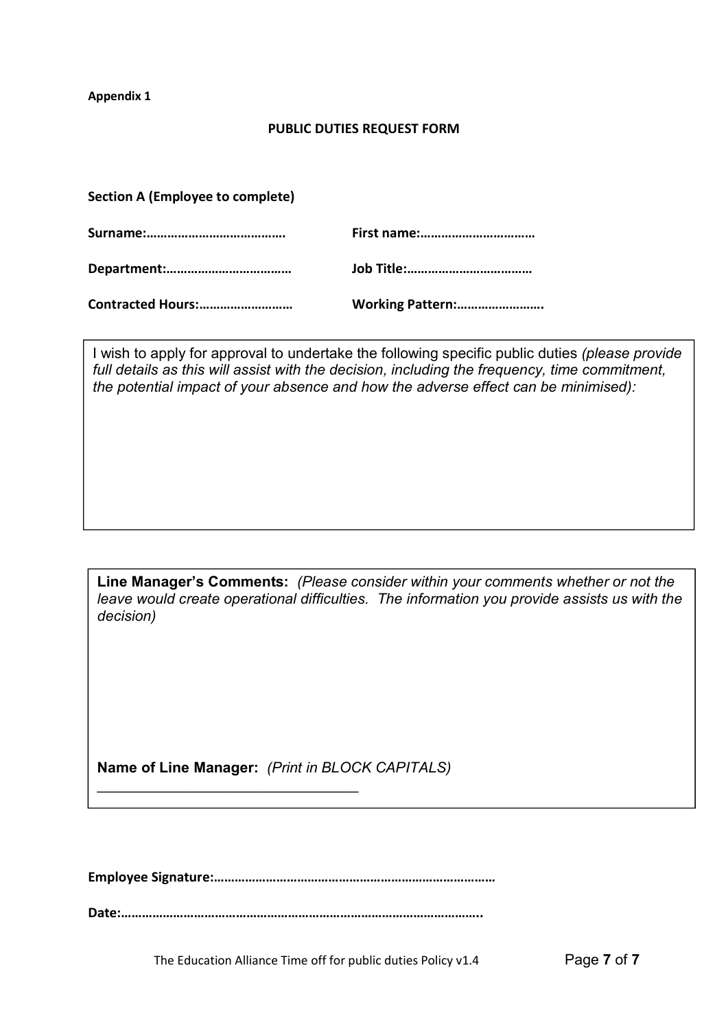**Appendix 1**

# PUBLIC DUTIES REQUEST FORM

**Section A (Employee to complete)**

**Surname:………………………………….** **First name:……………………………**

**Department:………………………………** **Job Title:………………………………**

**Contracted Hours:………………………** **Working Pattern:…………………….**

I wish to apply for approval to undertake the following specific public duties *(please provide full details as this will assist with the decision, including the frequency, time commitment, the potential impact of your absence and how the adverse effect can be minimised):*

**Line Manager's Comments:** *(Please consider within your comments whether or not the leave would create operational difficulties. The information you provide assists us with the decision)*

**Name of Line Manager:** *(Print in BLOCK CAPITALS)*

\_\_\_\_\_\_\_\_\_\_\_\_\_\_\_\_\_\_\_\_\_\_\_\_\_\_\_\_\_\_\_\_\_\_

**Employee Signature:……………………………………………………………………**

**Date:…………………………………………………………………………………..**